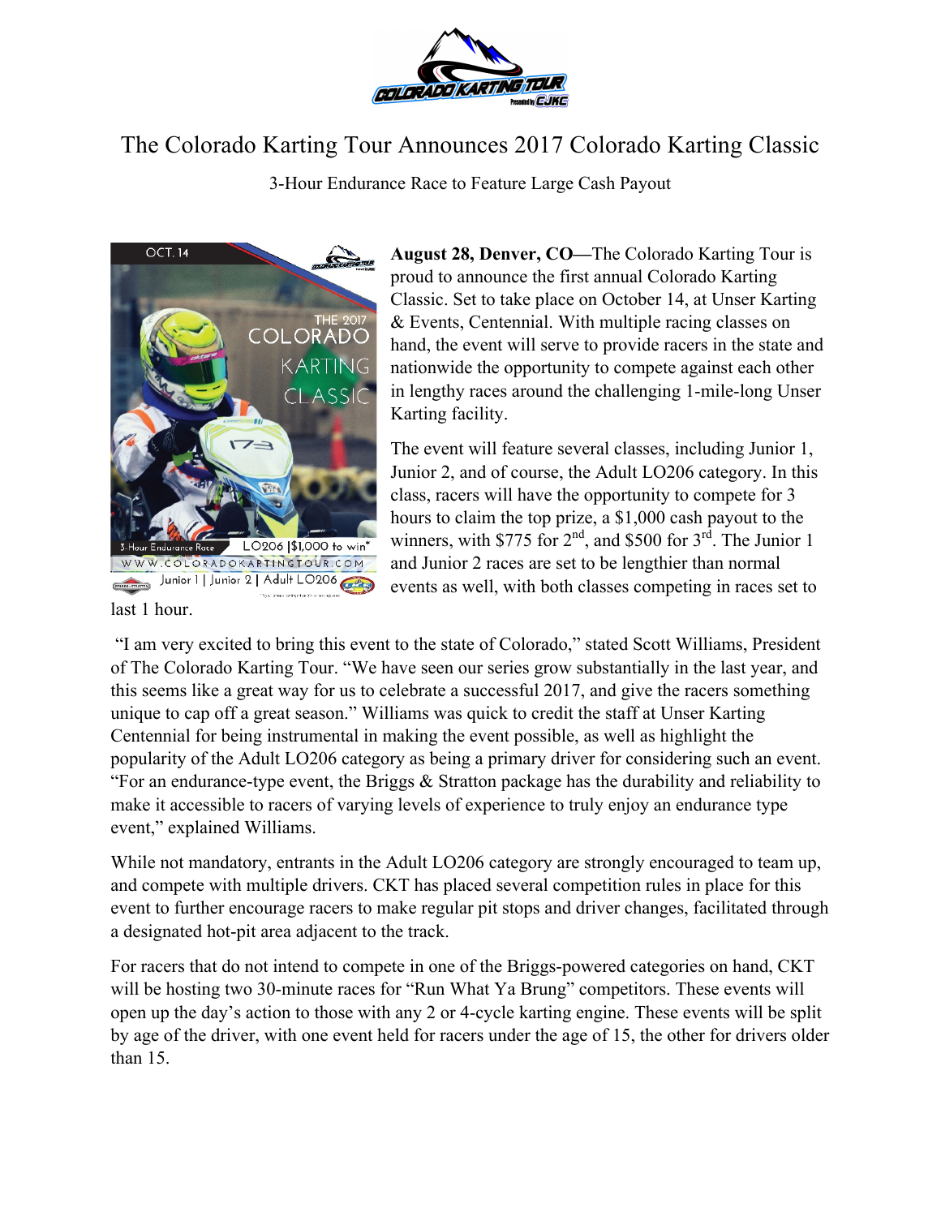# The Colorado Karting Tour Announces 2017 Colorado Karting Classic

3-Hour Endurance Race to Feature Large Cash Payout

**August 28, Denver, CO—**The Colorado Karting Tour is proud to announce the first annual Colorado Karting Classic. Set to take place on October 14, at Unser Karting & Events, Centennial. With multiple racing classes on hand, the event will serve to provide racers in the state and nationwide the opportunity to compete against each other in lengthy races around the challenging 1-mile-long Unser Karting facility.

The event will feature several classes, including Junior 1, Junior 2, and of course, the Adult LO206 category. In this class, racers will have the opportunity to compete for 3 hours to claim the top prize, a $1,000 cash payout to the winners, with $775 for 2nd, and $500 for 3rd. The Junior 1 and Junior 2 races are set to be lengthier than normal events as well, with both classes competing in races set to last 1 hour.

"I am very excited to bring this event to the state of Colorado," stated Scott Williams, President of The Colorado Karting Tour. "We have seen our series grow substantially in the last year, and this seems like a great way for us to celebrate a successful 2017, and give the racers something unique to cap off a great season." Williams was quick to credit the staff at Unser Karting Centennial for being instrumental in making the event possible, as well as highlight the popularity of the Adult LO206 category as being a primary driver for considering such an event. "For an endurance-type event, the Briggs & Stratton package has the durability and reliability to make it accessible to racers of varying levels of experience to truly enjoy an endurance type event," explained Williams.

While not mandatory, entrants in the Adult LO206 category are strongly encouraged to team up, and compete with multiple drivers. CKT has placed several competition rules in place for this event to further encourage racers to make regular pit stops and driver changes, facilitated through a designated hot-pit area adjacent to the track.

For racers that do not intend to compete in one of the Briggs-powered categories on hand, CKT will be hosting two 30-minute races for "Run What Ya Brung" competitors. These events will open up the day's action to those with any 2 or 4-cycle karting engine. These events will be split by age of the driver, with one event held for racers under the age of 15, the other for drivers older than 15.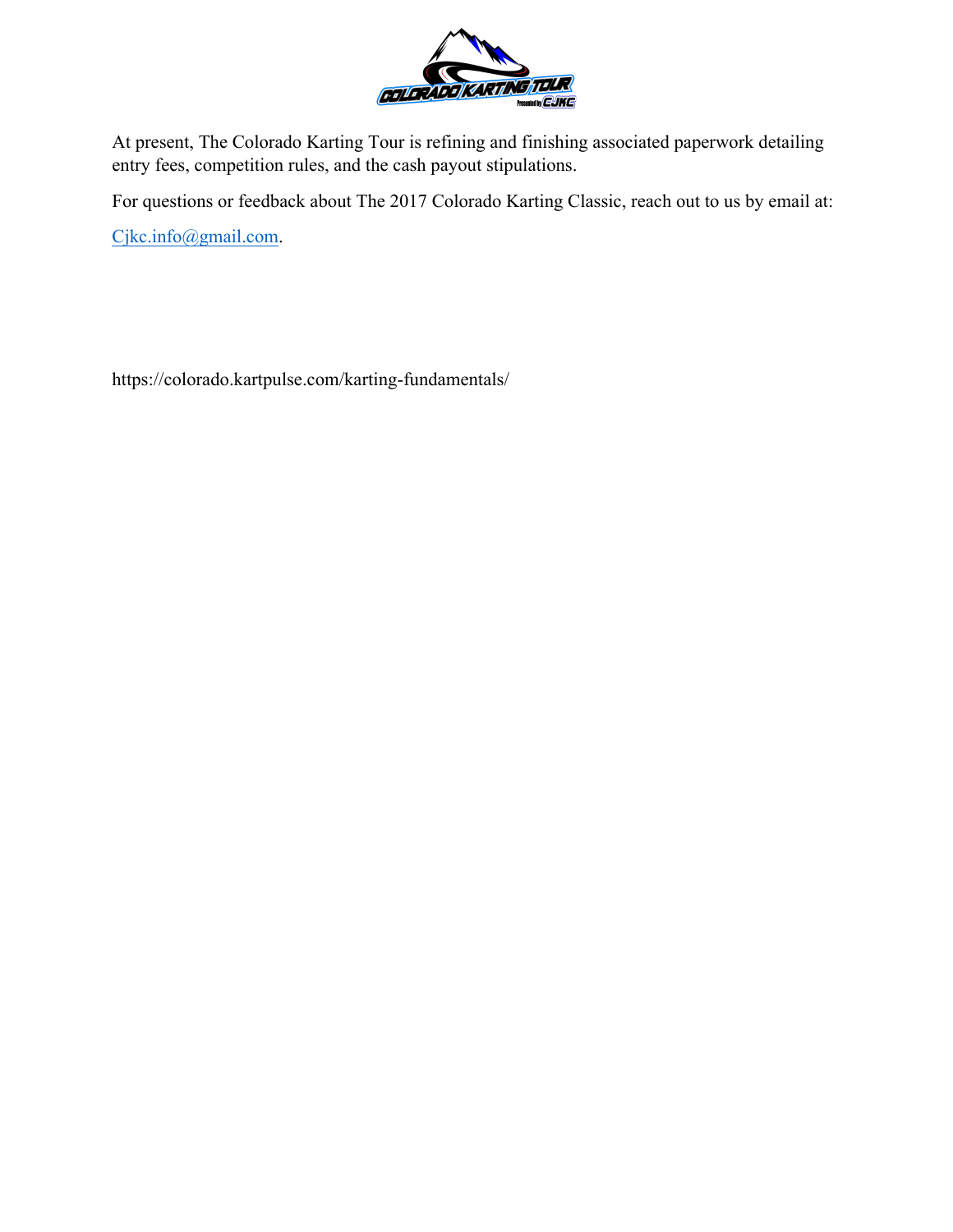At present, The Colorado Karting Tour is refining and finishing associated paperwork detailing entry fees, competition rules, and the cash payout stipulations.

For questions or feedback about The 2017 Colorado Karting Classic, reach out to us by email at:

Cjkc.info@gmail.com.

https://colorado.kartpulse.com/karting-fundamentals/